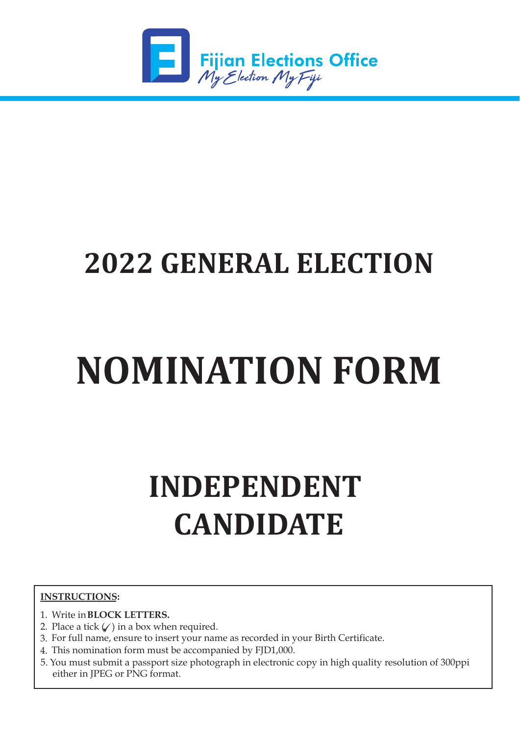Fijian Elections Office

*My Election My Fiji*

# 2022 GENERAL ELECTION

# NOMINATION FORM

# INDEPENDENT CANDIDATE

**INSTRUCTIONS:**

1. Write in **BLOCK LETTERS.**
2. Place a tick (✓) in a box when required.
3. For full name, ensure to insert your name as recorded in your Birth Certificate.
4. This nomination form must be accompanied by FJD1,000.
5. You must submit a passport size photograph in electronic copy in high quality resolution of 300ppi either in JPEG or PNG format.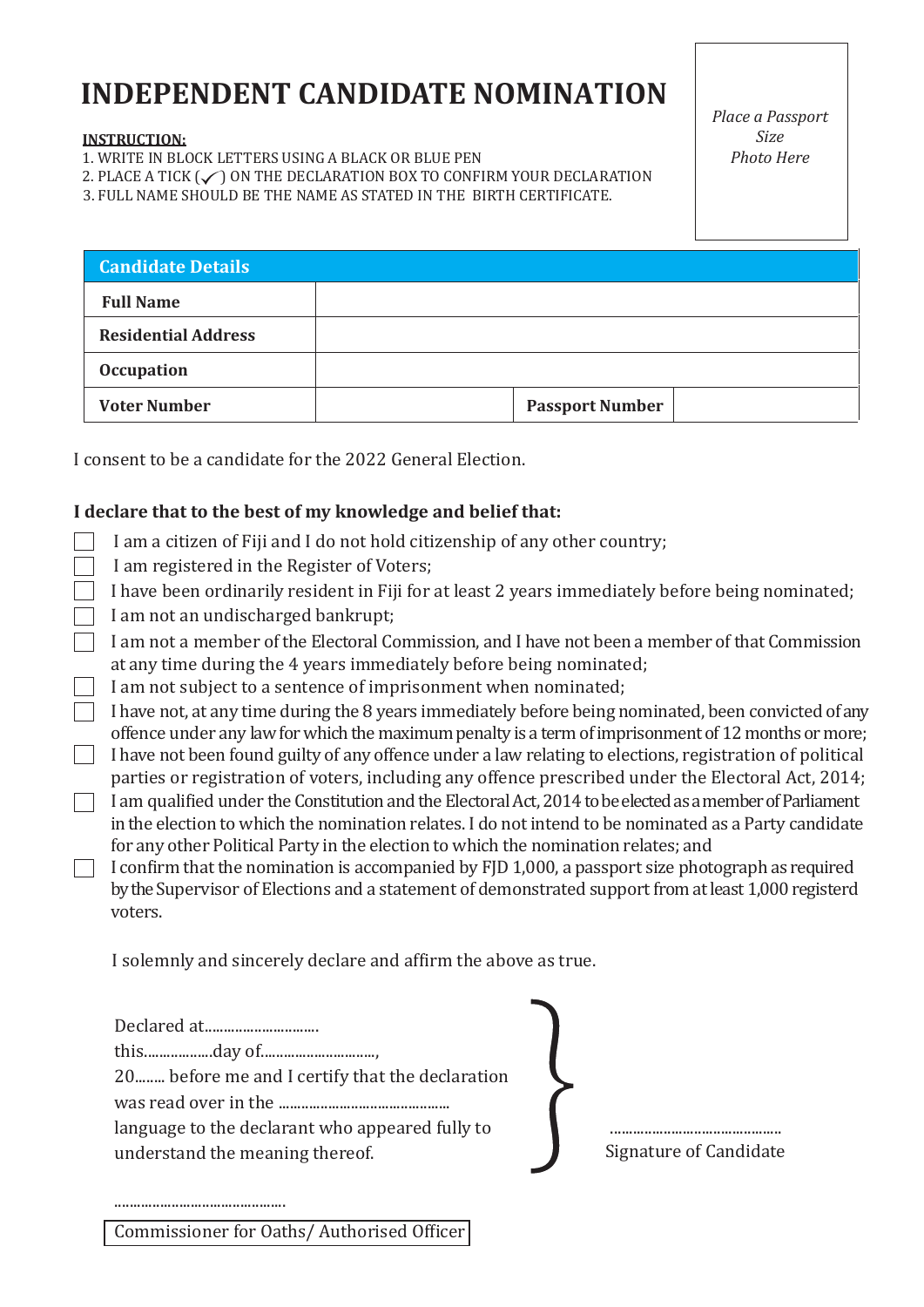# INDEPENDENT CANDIDATE NOMINATION

*Place a Passport Size Photo Here*

**INSTRUCTION:**

1. WRITE IN BLOCK LETTERS USING A BLACK OR BLUE PEN
2. PLACE A TICK (✓) ON THE DECLARATION BOX TO CONFIRM YOUR DECLARATION
3. FULL NAME SHOULD BE THE NAME AS STATED IN THE BIRTH CERTIFICATE.

| **Candidate Details** | | | |
|---|---|---|---|
| **Full Name** | | | |
| **Residential Address** | | | |
| **Occupation** | | | |
| **Voter Number** | | **Passport Number** | |

I consent to be a candidate for the 2022 General Election.

**I declare that to the best of my knowledge and belief that:**

- ☐ I am a citizen of Fiji and I do not hold citizenship of any other country;
- ☐ I am registered in the Register of Voters;
- ☐ I have been ordinarily resident in Fiji for at least 2 years immediately before being nominated;
- ☐ I am not an undischarged bankrupt;
- ☐ I am not a member of the Electoral Commission, and I have not been a member of that Commission at any time during the 4 years immediately before being nominated;
- ☐ I am not subject to a sentence of imprisonment when nominated;
- ☐ I have not, at any time during the 8 years immediately before being nominated, been convicted of any offence under any law for which the maximum penalty is a term of imprisonment of 12 months or more;
- ☐ I have not been found guilty of any offence under a law relating to elections, registration of political parties or registration of voters, including any offence prescribed under the Electoral Act, 2014;
- ☐ I am qualified under the Constitution and the Electoral Act, 2014 to be elected as a member of Parliament in the election to which the nomination relates. I do not intend to be nominated as a Party candidate for any other Political Party in the election to which the nomination relates; and
- ☐ I confirm that the nomination is accompanied by FJD 1,000, a passport size photograph as required by the Supervisor of Elections and a statement of demonstrated support from at least 1,000 registerd voters.

I solemnly and sincerely declare and affirm the above as true.

Declared at..............................
this..................day of..............................,
20........ before me and I certify that the declaration was read over in the ............................................ language to the declarant who appeared fully to understand the meaning thereof.

............................................
Signature of Candidate

............................................
Commissioner for Oaths/ Authorised Officer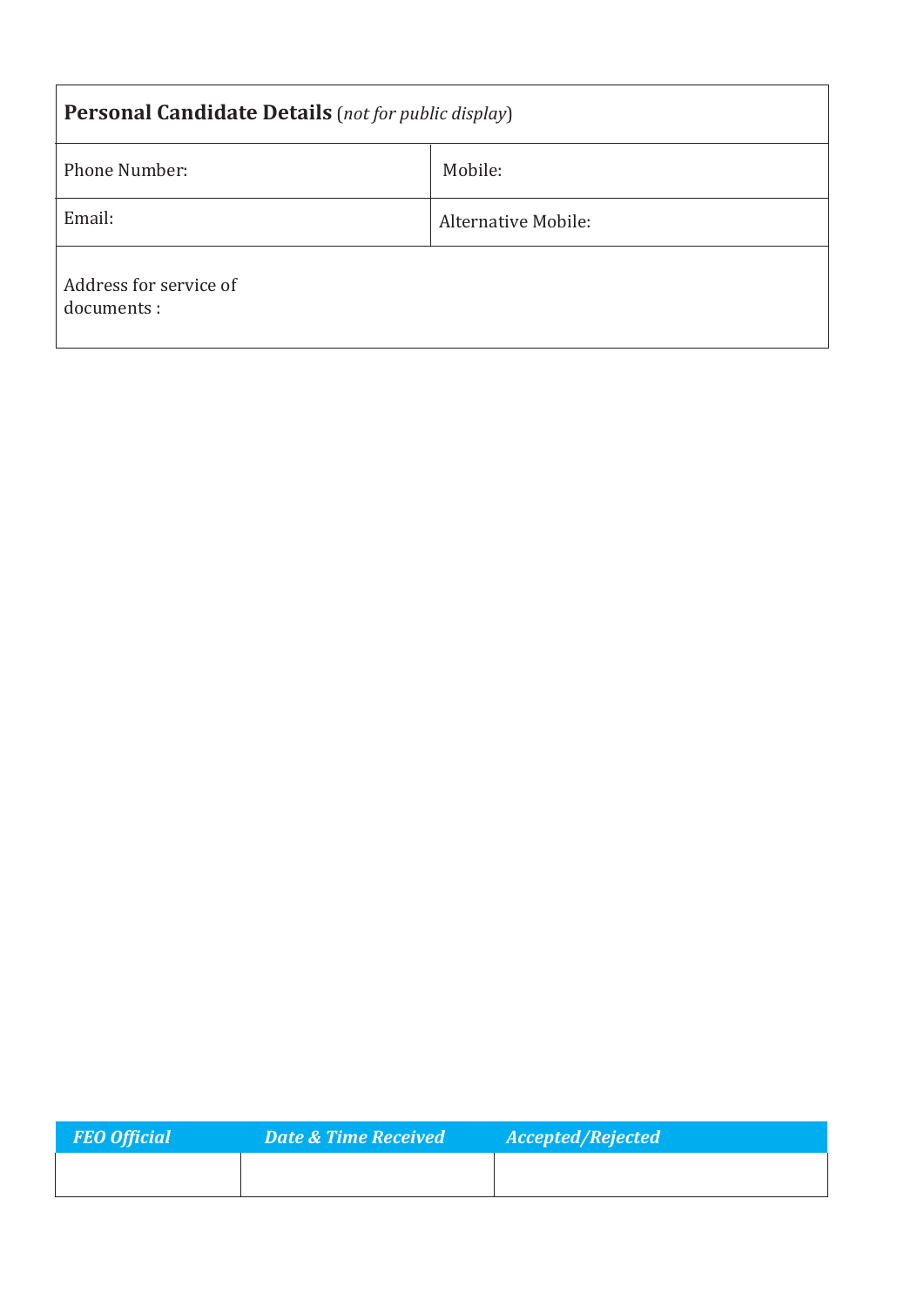| **Personal Candidate Details** (*not for public display*) | |
|---|---|
| Phone Number: | Mobile: |
| Email: | Alternative Mobile: |
| Address for service of documents : | |

| ***FEO Official*** | ***Date & Time Received*** | ***Accepted/Rejected*** |
|---|---|---|
| | | |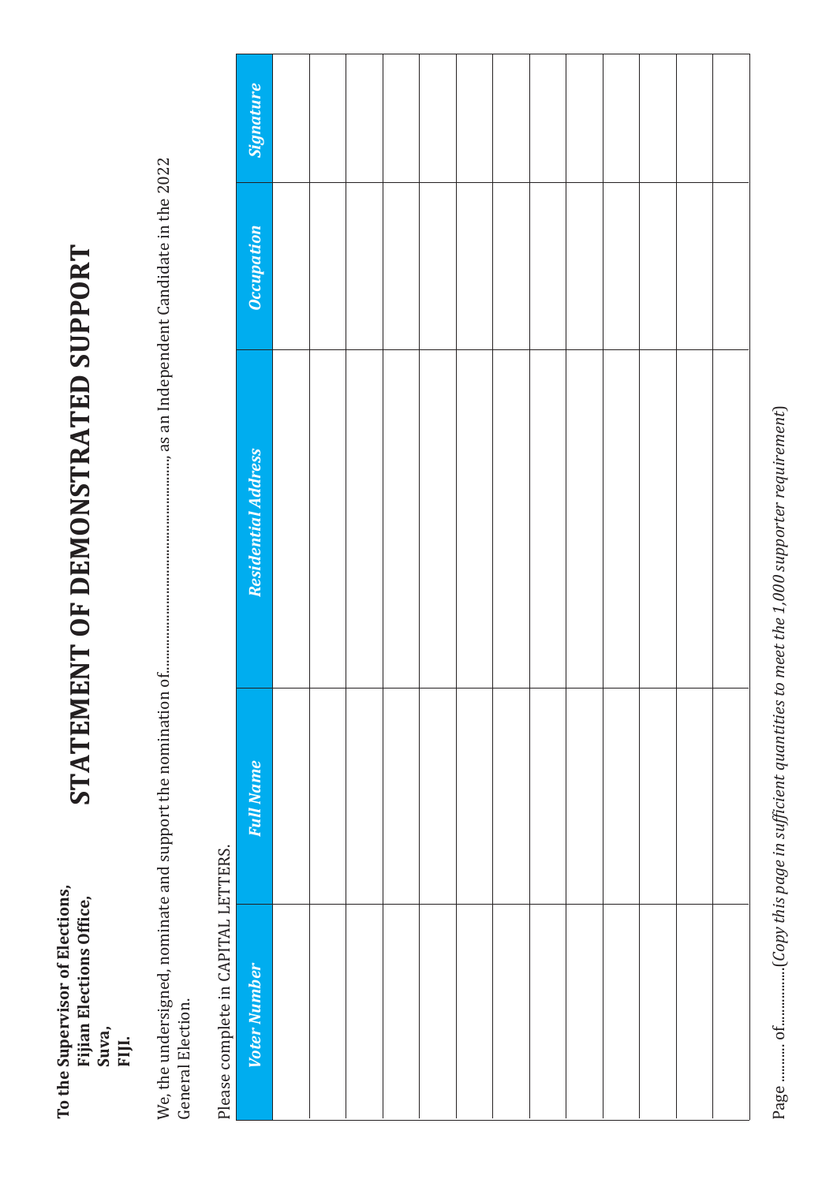**To the Supervisor of Elections,**
**Fijian Elections Office,**
**Suva,**
**FIJI.**

# STATEMENT OF DEMONSTRATED SUPPORT

We, the undersigned, nominate and support the nomination of………………………………………………, as an Independent Candidate in the 2022 General Election.

Please complete in CAPITAL LETTERS.

| *Voter Number* | *Full Name* | *Residential Address* | *Occupation* | *Signature* |
|---|---|---|---|---|
| | | | | |
| | | | | |
| | | | | |
| | | | | |
| | | | | |
| | | | | |
| | | | | |
| | | | | |
| | | | | |
| | | | | |
| | | | | |
| | | | | |

Page ……….. of……………..*(Copy this page in sufficient quantities to meet the 1,000 supporter requirement)*